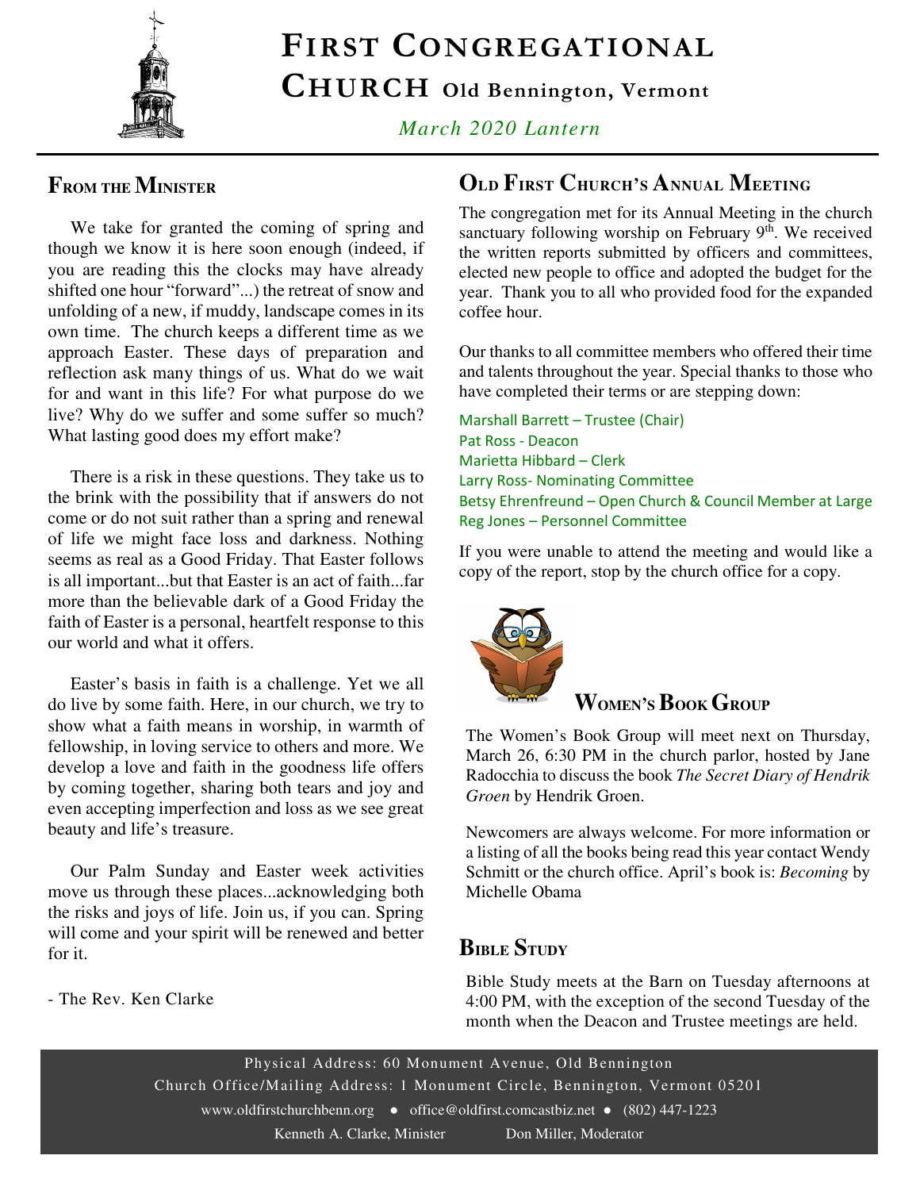# First Congregational Church Old Bennington, Vermont

*March 2020 Lantern*

## From the Minister

We take for granted the coming of spring and though we know it is here soon enough (indeed, if you are reading this the clocks may have already shifted one hour "forward"...) the retreat of snow and unfolding of a new, if muddy, landscape comes in its own time. The church keeps a different time as we approach Easter. These days of preparation and reflection ask many things of us. What do we wait for and want in this life? For what purpose do we live? Why do we suffer and some suffer so much? What lasting good does my effort make?

There is a risk in these questions. They take us to the brink with the possibility that if answers do not come or do not suit rather than a spring and renewal of life we might face loss and darkness. Nothing seems as real as a Good Friday. That Easter follows is all important...but that Easter is an act of faith...far more than the believable dark of a Good Friday the faith of Easter is a personal, heartfelt response to this our world and what it offers.

Easter's basis in faith is a challenge. Yet we all do live by some faith. Here, in our church, we try to show what a faith means in worship, in warmth of fellowship, in loving service to others and more. We develop a love and faith in the goodness life offers by coming together, sharing both tears and joy and even accepting imperfection and loss as we see great beauty and life's treasure.

Our Palm Sunday and Easter week activities move us through these places...acknowledging both the risks and joys of life. Join us, if you can. Spring will come and your spirit will be renewed and better for it.

- The Rev. Ken Clarke

## Old First Church's Annual Meeting

The congregation met for its Annual Meeting in the church sanctuary following worship on February 9th. We received the written reports submitted by officers and committees, elected new people to office and adopted the budget for the year. Thank you to all who provided food for the expanded coffee hour.

Our thanks to all committee members who offered their time and talents throughout the year. Special thanks to those who have completed their terms or are stepping down:

Marshall Barrett – Trustee (Chair)
Pat Ross - Deacon
Marietta Hibbard – Clerk
Larry Ross- Nominating Committee
Betsy Ehrenfreund – Open Church & Council Member at Large
Reg Jones – Personnel Committee

If you were unable to attend the meeting and would like a copy of the report, stop by the church office for a copy.

## Women's Book Group

The Women's Book Group will meet next on Thursday, March 26, 6:30 PM in the church parlor, hosted by Jane Radocchia to discuss the book *The Secret Diary of Hendrik Groen* by Hendrik Groen.

Newcomers are always welcome. For more information or a listing of all the books being read this year contact Wendy Schmitt or the church office. April's book is: *Becoming* by Michelle Obama

## Bible Study

Bible Study meets at the Barn on Tuesday afternoons at 4:00 PM, with the exception of the second Tuesday of the month when the Deacon and Trustee meetings are held.

Physical Address: 60 Monument Avenue, Old Bennington
Church Office/Mailing Address: 1 Monument Circle, Bennington, Vermont 05201
www.oldfirstchurchbenn.org ● office@oldfirst.comcastbiz.net ● (802) 447-1223
Kenneth A. Clarke, Minister Don Miller, Moderator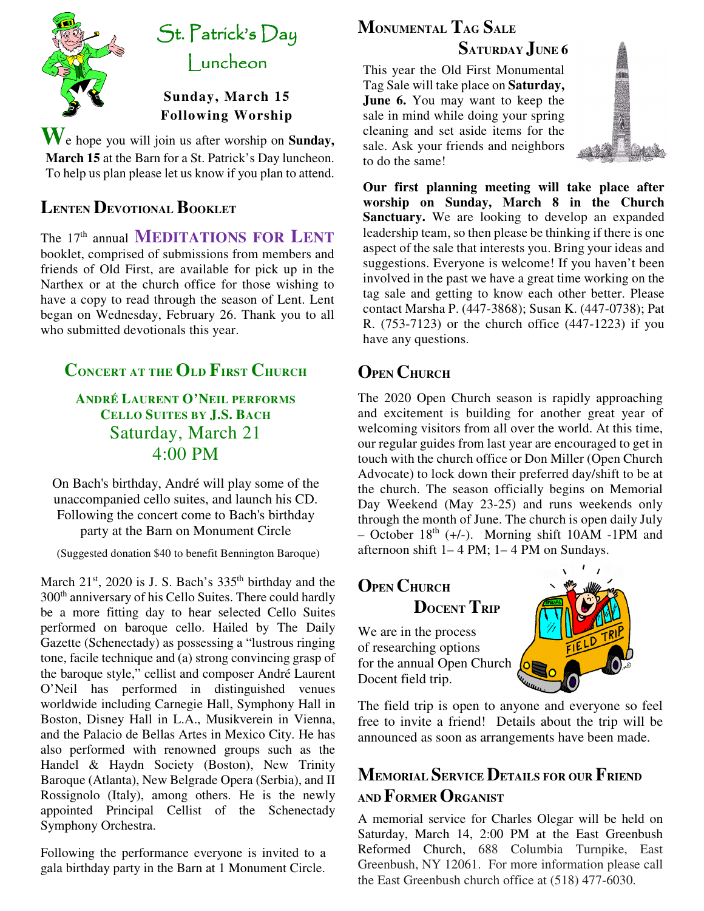## St. Patrick's Day Luncheon

**Sunday, March 15**
**Following Worship**

We hope you will join us after worship on **Sunday, March 15** at the Barn for a St. Patrick's Day luncheon. To help us plan please let us know if you plan to attend.

## Lenten Devotional Booklet

The 17th annual **MEDITATIONS FOR LENT** booklet, comprised of submissions from members and friends of Old First, are available for pick up in the Narthex or at the church office for those wishing to have a copy to read through the season of Lent. Lent began on Wednesday, February 26. Thank you to all who submitted devotionals this year.

## Concert at the Old First Church

### André Laurent O'Neil performs Cello Suites by J.S. Bach

Saturday, March 21
4:00 PM

On Bach's birthday, André will play some of the unaccompanied cello suites, and launch his CD. Following the concert come to Bach's birthday party at the Barn on Monument Circle

(Suggested donation $40 to benefit Bennington Baroque)

March 21st, 2020 is J. S. Bach's 335th birthday and the 300th anniversary of his Cello Suites. There could hardly be a more fitting day to hear selected Cello Suites performed on baroque cello. Hailed by The Daily Gazette (Schenectady) as possessing a "lustrous ringing tone, facile technique and (a) strong convincing grasp of the baroque style," cellist and composer André Laurent O'Neil has performed in distinguished venues worldwide including Carnegie Hall, Symphony Hall in Boston, Disney Hall in L.A., Musikverein in Vienna, and the Palacio de Bellas Artes in Mexico City. He has also performed with renowned groups such as the Handel & Haydn Society (Boston), New Trinity Baroque (Atlanta), New Belgrade Opera (Serbia), and Il Rossignolo (Italy), among others. He is the newly appointed Principal Cellist of the Schenectady Symphony Orchestra.

Following the performance everyone is invited to a gala birthday party in the Barn at 1 Monument Circle.

## Monumental Tag Sale
### Saturday June 6

This year the Old First Monumental Tag Sale will take place on **Saturday, June 6.** You may want to keep the sale in mind while doing your spring cleaning and set aside items for the sale. Ask your friends and neighbors to do the same!

**Our first planning meeting will take place after worship on Sunday, March 8 in the Church Sanctuary.** We are looking to develop an expanded leadership team, so then please be thinking if there is one aspect of the sale that interests you. Bring your ideas and suggestions. Everyone is welcome! If you haven't been involved in the past we have a great time working on the tag sale and getting to know each other better. Please contact Marsha P. (447-3868); Susan K. (447-0738); Pat R. (753-7123) or the church office (447-1223) if you have any questions.

## Open Church

The 2020 Open Church season is rapidly approaching and excitement is building for another great year of welcoming visitors from all over the world. At this time, our regular guides from last year are encouraged to get in touch with the church office or Don Miller (Open Church Advocate) to lock down their preferred day/shift to be at the church. The season officially begins on Memorial Day Weekend (May 23-25) and runs weekends only through the month of June. The church is open daily July – October 18th (+/-). Morning shift 10AM -1PM and afternoon shift 1– 4 PM; 1– 4 PM on Sundays.

## Open Church Docent Trip

We are in the process of researching options for the annual Open Church Docent field trip.

The field trip is open to anyone and everyone so feel free to invite a friend! Details about the trip will be announced as soon as arrangements have been made.

## Memorial Service Details for our Friend and Former Organist

A memorial service for Charles Olegar will be held on Saturday, March 14, 2:00 PM at the East Greenbush Reformed Church, 688 Columbia Turnpike, East Greenbush, NY 12061. For more information please call the East Greenbush church office at (518) 477-6030.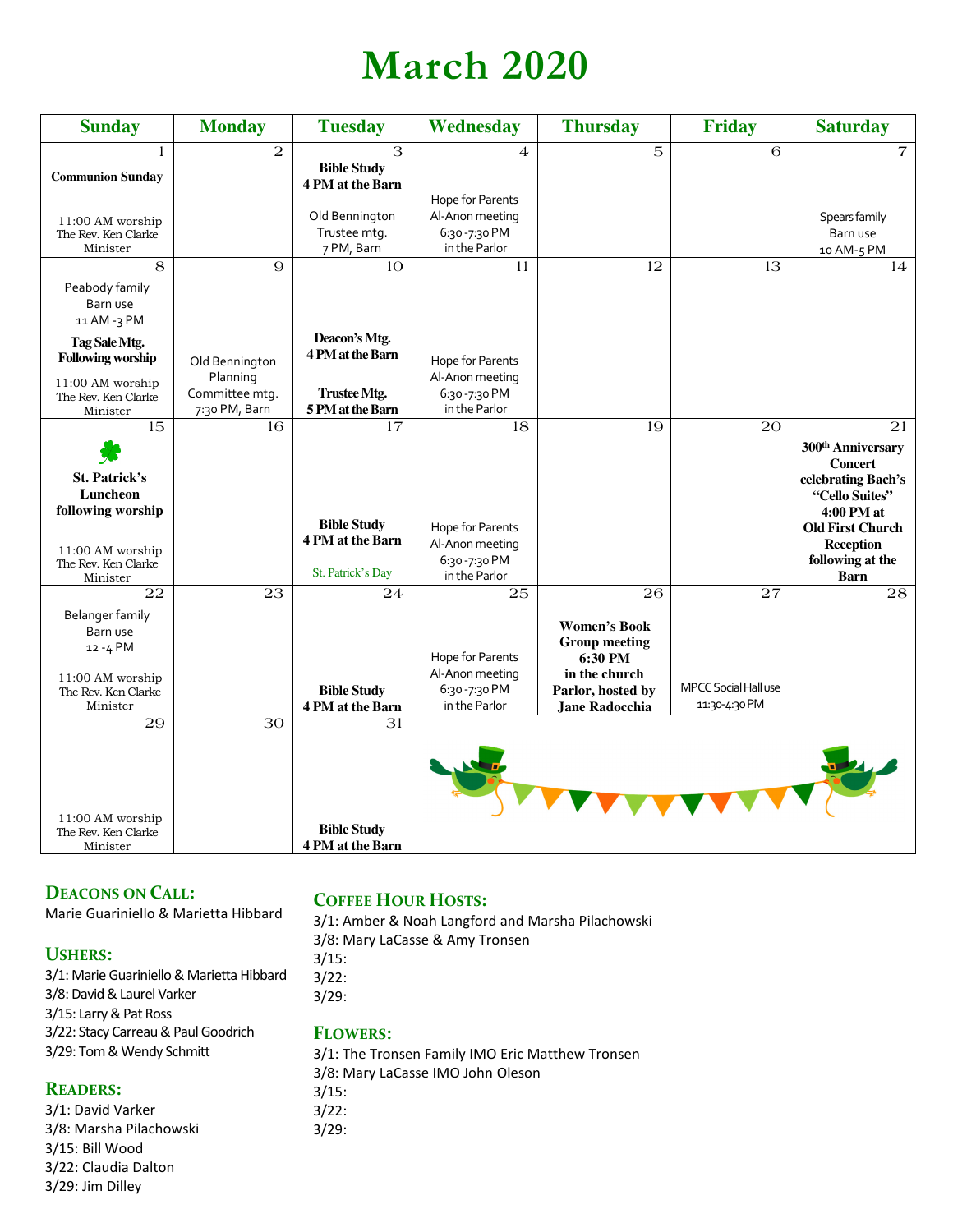# March 2020

| Sunday | Monday | Tuesday | Wednesday | Thursday | Friday | Saturday |
|---|---|---|---|---|---|---|
| 1<br>**Communion Sunday**<br><br>11:00 AM worship<br>The Rev. Ken Clarke<br>Minister | 2 | 3<br>**Bible Study**<br>**4 PM at the Barn**<br><br>Old Bennington<br>Trustee mtg.<br>7 PM, Barn | 4<br><br>Hope for Parents<br>Al-Anon meeting<br>6:30 -7:30 PM<br>in the Parlor | 5 | 6 | 7<br><br>Spears family<br>Barn use<br>10 AM-5 PM |
| 8<br>Peabody family<br>Barn use<br>11 AM -3 PM<br>**Tag Sale Mtg.**<br>**Following worship**<br>11:00 AM worship<br>The Rev. Ken Clarke<br>Minister | 9<br><br>Old Bennington<br>Planning<br>Committee mtg.<br>7:30 PM, Barn | 10<br><br>**Deacon's Mtg.**<br>**4 PM at the Barn**<br><br>**Trustee Mtg.**<br>**5 PM at the Barn** | 11<br><br>Hope for Parents<br>Al-Anon meeting<br>6:30 -7:30 PM<br>in the Parlor | 12 | 13 | 14 |
| 15<br><br>**St. Patrick's**<br>**Luncheon**<br>**following worship**<br><br>11:00 AM worship<br>The Rev. Ken Clarke<br>Minister | 16 | 17<br><br>**Bible Study**<br>**4 PM at the Barn**<br><br>St. Patrick's Day | 18<br><br>Hope for Parents<br>Al-Anon meeting<br>6:30 -7:30 PM<br>in the Parlor | 19 | 20 | 21<br>**300th Anniversary Concert celebrating Bach's "Cello Suites" 4:00 PM at Old First Church Reception following at the Barn** |
| 22<br>Belanger family<br>Barn use<br>12 -4 PM<br><br>11:00 AM worship<br>The Rev. Ken Clarke<br>Minister | 23 | 24<br><br>**Bible Study**<br>**4 PM at the Barn** | 25<br><br>Hope for Parents<br>Al-Anon meeting<br>6:30 -7:30 PM<br>in the Parlor | 26<br>**Women's Book Group meeting 6:30 PM in the church Parlor, hosted by Jane Radocchia** | 27<br><br>MPCC Social Hall use<br>11:30-4:30 PM | 28 |
| 29<br><br>11:00 AM worship<br>The Rev. Ken Clarke<br>Minister | 30 | 31<br><br>**Bible Study**<br>**4 PM at the Barn** | | | | |

## Deacons on Call:

Marie Guariniello & Marietta Hibbard

## Ushers:

3/1: Marie Guariniello & Marietta Hibbard
3/8: David & Laurel Varker
3/15: Larry & Pat Ross
3/22: Stacy Carreau & Paul Goodrich
3/29: Tom & Wendy Schmitt

## Readers:

3/1: David Varker
3/8: Marsha Pilachowski
3/15: Bill Wood
3/22: Claudia Dalton
3/29: Jim Dilley

## Coffee Hour Hosts:

3/1: Amber & Noah Langford and Marsha Pilachowski
3/8: Mary LaCasse & Amy Tronsen
3/15:
3/22:
3/29:

## Flowers:

3/1: The Tronsen Family IMO Eric Matthew Tronsen
3/8: Mary LaCasse IMO John Oleson
3/15:
3/22:
3/29: